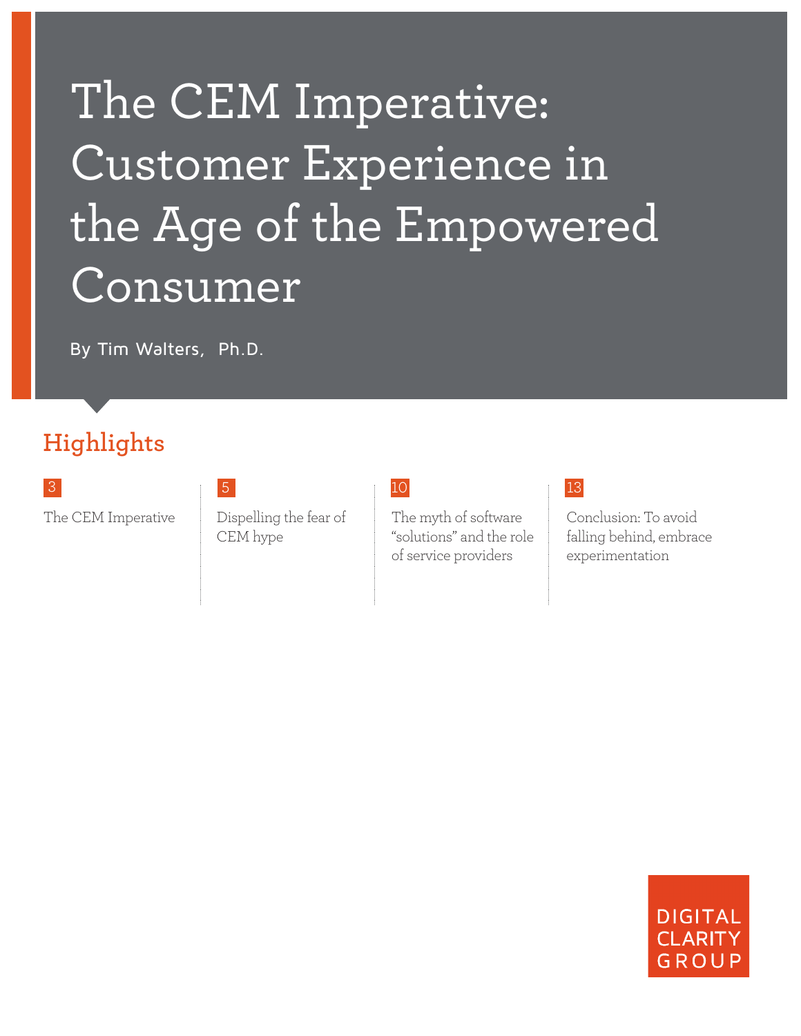# The CEM Imperative: Customer Experience in the Age of the Empowered Consumer

By Tim Walters, Ph.D.

## Highlights

**3** The CEM Imperative

**5** Dispelling the fear of CEM hype

**10** The myth of software "solutions" and the role of service providers

**13** Conclusion: To avoid falling behind, embrace experimentation

DIGITAL CLARITY GROUP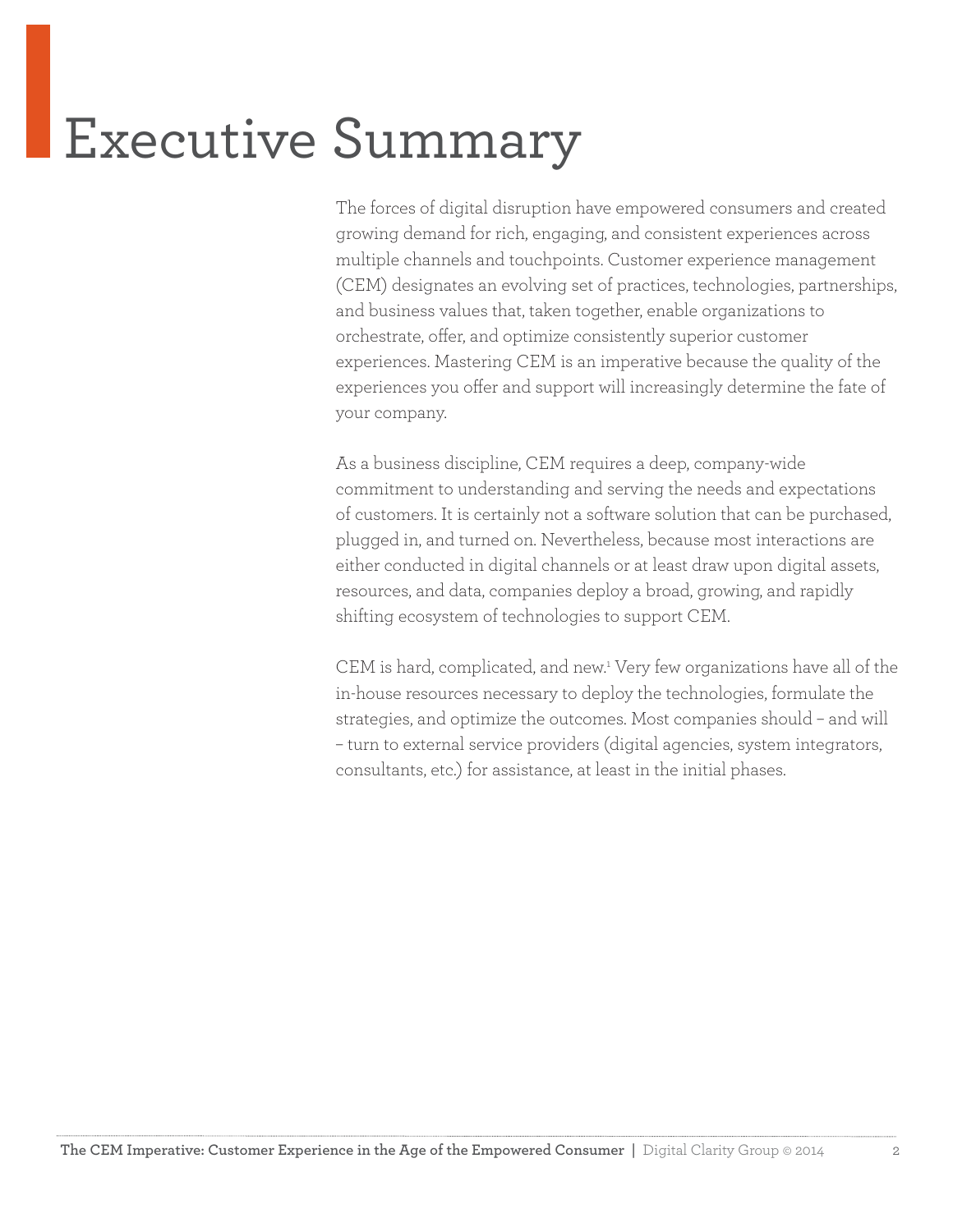# Executive Summary

The forces of digital disruption have empowered consumers and created growing demand for rich, engaging, and consistent experiences across multiple channels and touchpoints. Customer experience management (CEM) designates an evolving set of practices, technologies, partnerships, and business values that, taken together, enable organizations to orchestrate, offer, and optimize consistently superior customer experiences. Mastering CEM is an imperative because the quality of the experiences you offer and support will increasingly determine the fate of your company.

As a business discipline, CEM requires a deep, company-wide commitment to understanding and serving the needs and expectations of customers. It is certainly not a software solution that can be purchased, plugged in, and turned on. Nevertheless, because most interactions are either conducted in digital channels or at least draw upon digital assets, resources, and data, companies deploy a broad, growing, and rapidly shifting ecosystem of technologies to support CEM.

CEM is hard, complicated, and new.[1] Very few organizations have all of the in-house resources necessary to deploy the technologies, formulate the strategies, and optimize the outcomes. Most companies should – and will – turn to external service providers (digital agencies, system integrators, consultants, etc.) for assistance, at least in the initial phases.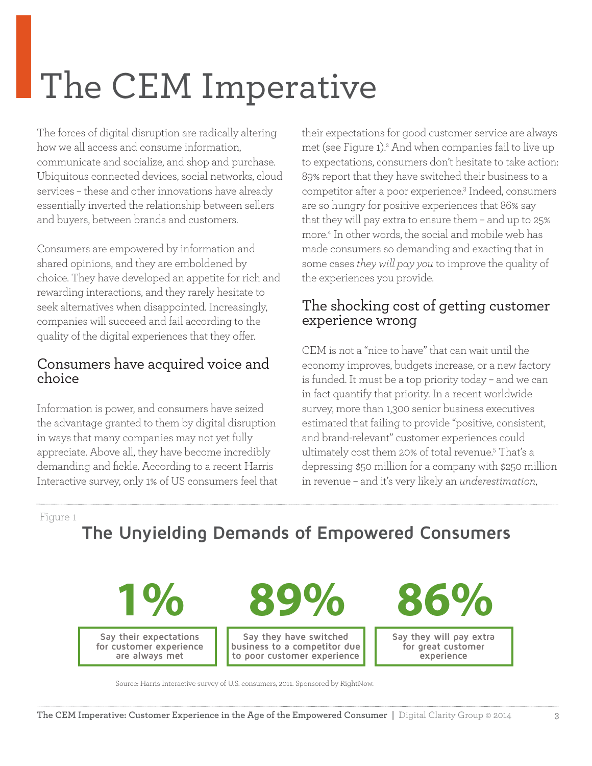# The CEM Imperative

The forces of digital disruption are radically altering how we all access and consume information, communicate and socialize, and shop and purchase. Ubiquitous connected devices, social networks, cloud services – these and other innovations have already essentially inverted the relationship between sellers and buyers, between brands and customers.

Consumers are empowered by information and shared opinions, and they are emboldened by choice. They have developed an appetite for rich and rewarding interactions, and they rarely hesitate to seek alternatives when disappointed. Increasingly, companies will succeed and fail according to the quality of the digital experiences that they offer.

## Consumers have acquired voice and choice

Information is power, and consumers have seized the advantage granted to them by digital disruption in ways that many companies may not yet fully appreciate. Above all, they have become incredibly demanding and fickle. According to a recent Harris Interactive survey, only 1% of US consumers feel that their expectations for good customer service are always met (see Figure 1).[2] And when companies fail to live up to expectations, consumers don't hesitate to take action: 89% report that they have switched their business to a competitor after a poor experience.[3] Indeed, consumers are so hungry for positive experiences that 86% say that they will pay extra to ensure them – and up to 25% more.[4] In other words, the social and mobile web has made consumers so demanding and exacting that in some cases *they will pay you* to improve the quality of the experiences you provide.

## The shocking cost of getting customer experience wrong

CEM is not a "nice to have" that can wait until the economy improves, budgets increase, or a new factory is funded. It must be a top priority today – and we can in fact quantify that priority. In a recent worldwide survey, more than 1,300 senior business executives estimated that failing to provide "positive, consistent, and brand-relevant" customer experiences could ultimately cost them 20% of total revenue.[5] That's a depressing $50 million for a company with $250 million in revenue – and it's very likely an *underestimation,*

Figure 1

**The Unyielding Demands of Empowered Consumers**

| 1% | 89% | 86% |
|---|---|---|
| Say their expectations for customer experience are always met | Say they have switched business to a competitor due to poor customer experience | Say they will pay extra for great customer experience |

Source: Harris Interactive survey of U.S. consumers, 2011. Sponsored by RightNow.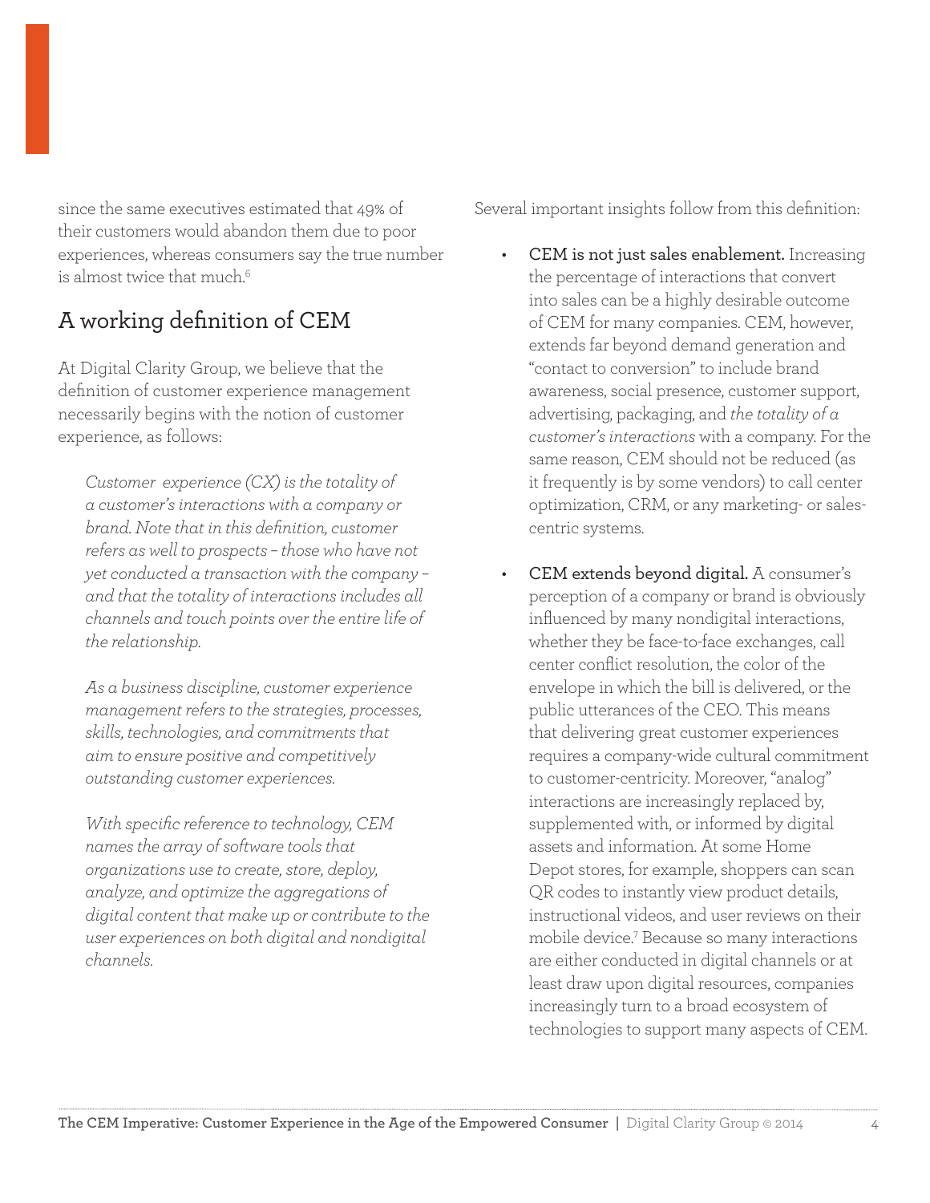since the same executives estimated that 49% of their customers would abandon them due to poor experiences, whereas consumers say the true number is almost twice that much.[6]

## A working definition of CEM

At Digital Clarity Group, we believe that the definition of customer experience management necessarily begins with the notion of customer experience, as follows:

> *Customer experience (CX) is the totality of a customer's interactions with a company or brand. Note that in this definition, customer refers as well to prospects – those who have not yet conducted a transaction with the company – and that the totality of interactions includes all channels and touch points over the entire life of the relationship.*
>
> *As a business discipline, customer experience management refers to the strategies, processes, skills, technologies, and commitments that aim to ensure positive and competitively outstanding customer experiences.*
>
> *With specific reference to technology, CEM names the array of software tools that organizations use to create, store, deploy, analyze, and optimize the aggregations of digital content that make up or contribute to the user experiences on both digital and nondigital channels.*

Several important insights follow from this definition:

- **CEM is not just sales enablement.** Increasing the percentage of interactions that convert into sales can be a highly desirable outcome of CEM for many companies. CEM, however, extends far beyond demand generation and "contact to conversion" to include brand awareness, social presence, customer support, advertising, packaging, and *the totality of a customer's interactions* with a company. For the same reason, CEM should not be reduced (as it frequently is by some vendors) to call center optimization, CRM, or any marketing- or sales-centric systems.

- **CEM extends beyond digital.** A consumer's perception of a company or brand is obviously influenced by many nondigital interactions, whether they be face-to-face exchanges, call center conflict resolution, the color of the envelope in which the bill is delivered, or the public utterances of the CEO. This means that delivering great customer experiences requires a company-wide cultural commitment to customer-centricity. Moreover, "analog" interactions are increasingly replaced by, supplemented with, or informed by digital assets and information. At some Home Depot stores, for example, shoppers can scan QR codes to instantly view product details, instructional videos, and user reviews on their mobile device.[7] Because so many interactions are either conducted in digital channels or at least draw upon digital resources, companies increasingly turn to a broad ecosystem of technologies to support many aspects of CEM.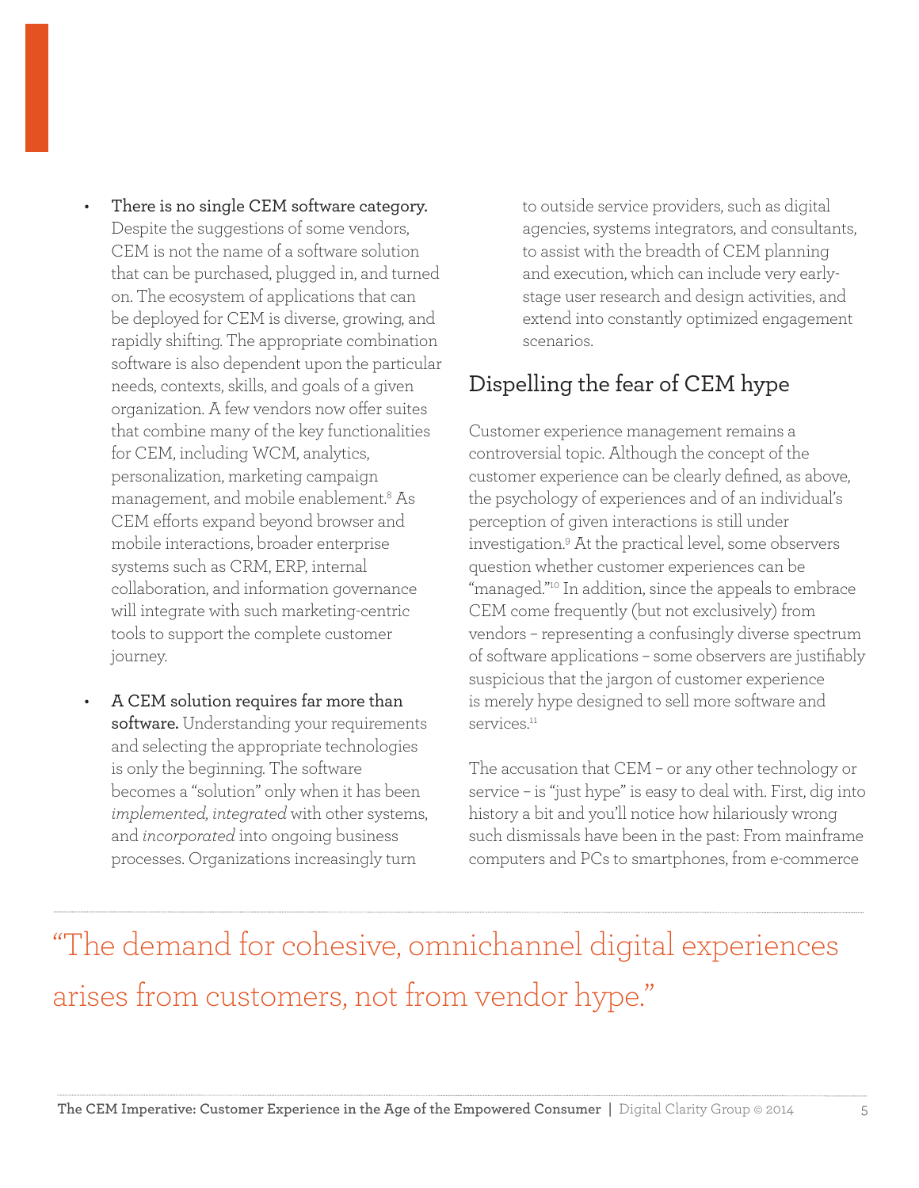- **There is no single CEM software category.** Despite the suggestions of some vendors, CEM is not the name of a software solution that can be purchased, plugged in, and turned on. The ecosystem of applications that can be deployed for CEM is diverse, growing, and rapidly shifting. The appropriate combination software is also dependent upon the particular needs, contexts, skills, and goals of a given organization. A few vendors now offer suites that combine many of the key functionalities for CEM, including WCM, analytics, personalization, marketing campaign management, and mobile enablement.[8] As CEM efforts expand beyond browser and mobile interactions, broader enterprise systems such as CRM, ERP, internal collaboration, and information governance will integrate with such marketing-centric tools to support the complete customer journey.

- **A CEM solution requires far more than software.** Understanding your requirements and selecting the appropriate technologies is only the beginning. The software becomes a "solution" only when it has been *implemented, integrated* with other systems, and *incorporated* into ongoing business processes. Organizations increasingly turn to outside service providers, such as digital agencies, systems integrators, and consultants, to assist with the breadth of CEM planning and execution, which can include very early-stage user research and design activities, and extend into constantly optimized engagement scenarios.

## Dispelling the fear of CEM hype

Customer experience management remains a controversial topic. Although the concept of the customer experience can be clearly defined, as above, the psychology of experiences and of an individual's perception of given interactions is still under investigation.[9] At the practical level, some observers question whether customer experiences can be "managed."[10] In addition, since the appeals to embrace CEM come frequently (but not exclusively) from vendors – representing a confusingly diverse spectrum of software applications – some observers are justifiably suspicious that the jargon of customer experience is merely hype designed to sell more software and services.[11]

The accusation that CEM – or any other technology or service – is "just hype" is easy to deal with. First, dig into history a bit and you'll notice how hilariously wrong such dismissals have been in the past: From mainframe computers and PCs to smartphones, from e-commerce

> "The demand for cohesive, omnichannel digital experiences arises from customers, not from vendor hype."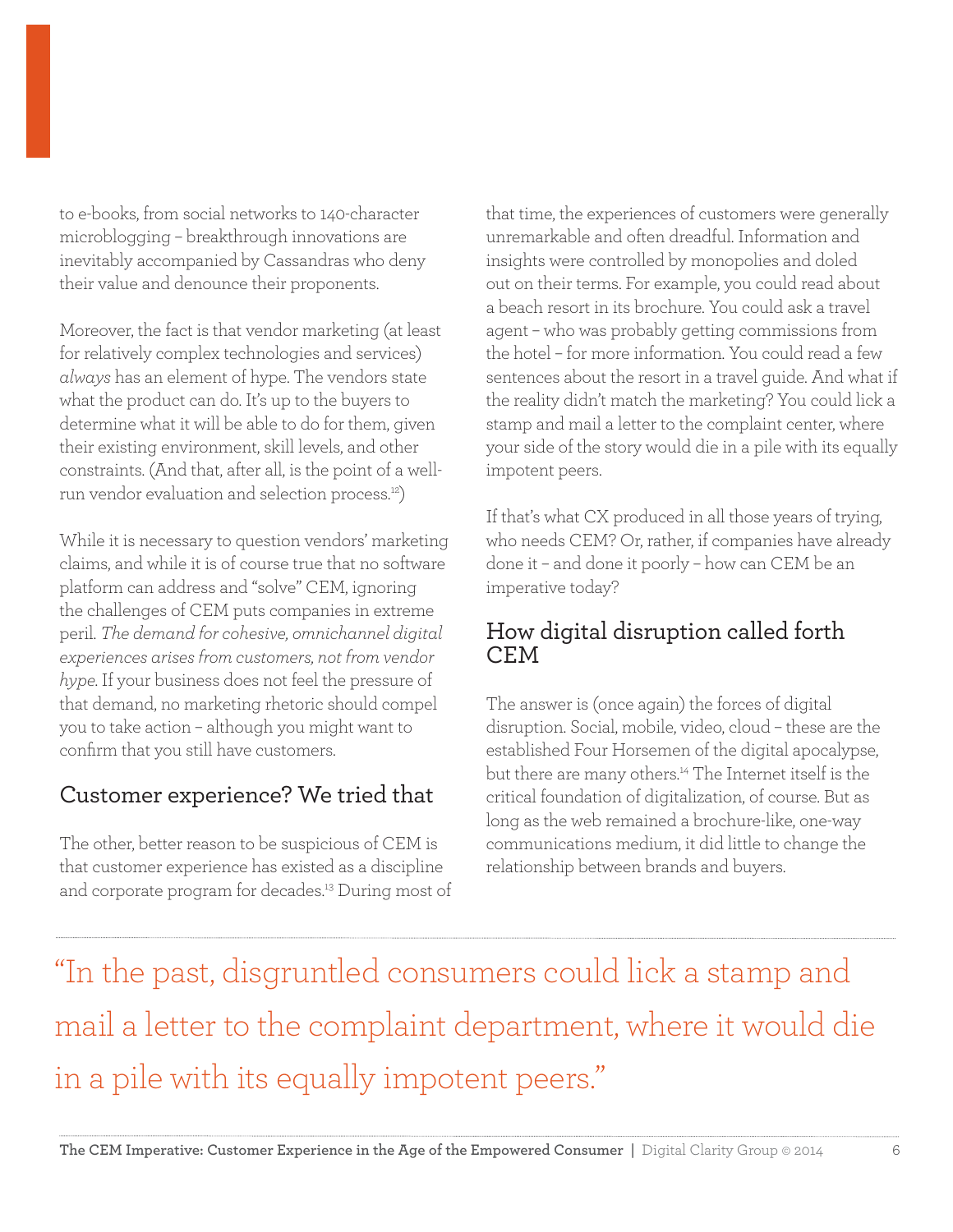to e-books, from social networks to 140-character microblogging – breakthrough innovations are inevitably accompanied by Cassandras who deny their value and denounce their proponents.

Moreover, the fact is that vendor marketing (at least for relatively complex technologies and services) *always* has an element of hype. The vendors state what the product can do. It's up to the buyers to determine what it will be able to do for them, given their existing environment, skill levels, and other constraints. (And that, after all, is the point of a well-run vendor evaluation and selection process.[12])

While it is necessary to question vendors' marketing claims, and while it is of course true that no software platform can address and "solve" CEM, ignoring the challenges of CEM puts companies in extreme peril. *The demand for cohesive, omnichannel digital experiences arises from customers, not from vendor hype.* If your business does not feel the pressure of that demand, no marketing rhetoric should compel you to take action – although you might want to confirm that you still have customers.

## Customer experience? We tried that

The other, better reason to be suspicious of CEM is that customer experience has existed as a discipline and corporate program for decades.[13] During most of that time, the experiences of customers were generally unremarkable and often dreadful. Information and insights were controlled by monopolies and doled out on their terms. For example, you could read about a beach resort in its brochure. You could ask a travel agent – who was probably getting commissions from the hotel – for more information. You could read a few sentences about the resort in a travel guide. And what if the reality didn't match the marketing? You could lick a stamp and mail a letter to the complaint center, where your side of the story would die in a pile with its equally impotent peers.

If that's what CX produced in all those years of trying, who needs CEM? Or, rather, if companies have already done it – and done it poorly – how can CEM be an imperative today?

## How digital disruption called forth CEM

The answer is (once again) the forces of digital disruption. Social, mobile, video, cloud – these are the established Four Horsemen of the digital apocalypse, but there are many others.[14] The Internet itself is the critical foundation of digitalization, of course. But as long as the web remained a brochure-like, one-way communications medium, it did little to change the relationship between brands and buyers.

> "In the past, disgruntled consumers could lick a stamp and mail a letter to the complaint department, where it would die in a pile with its equally impotent peers."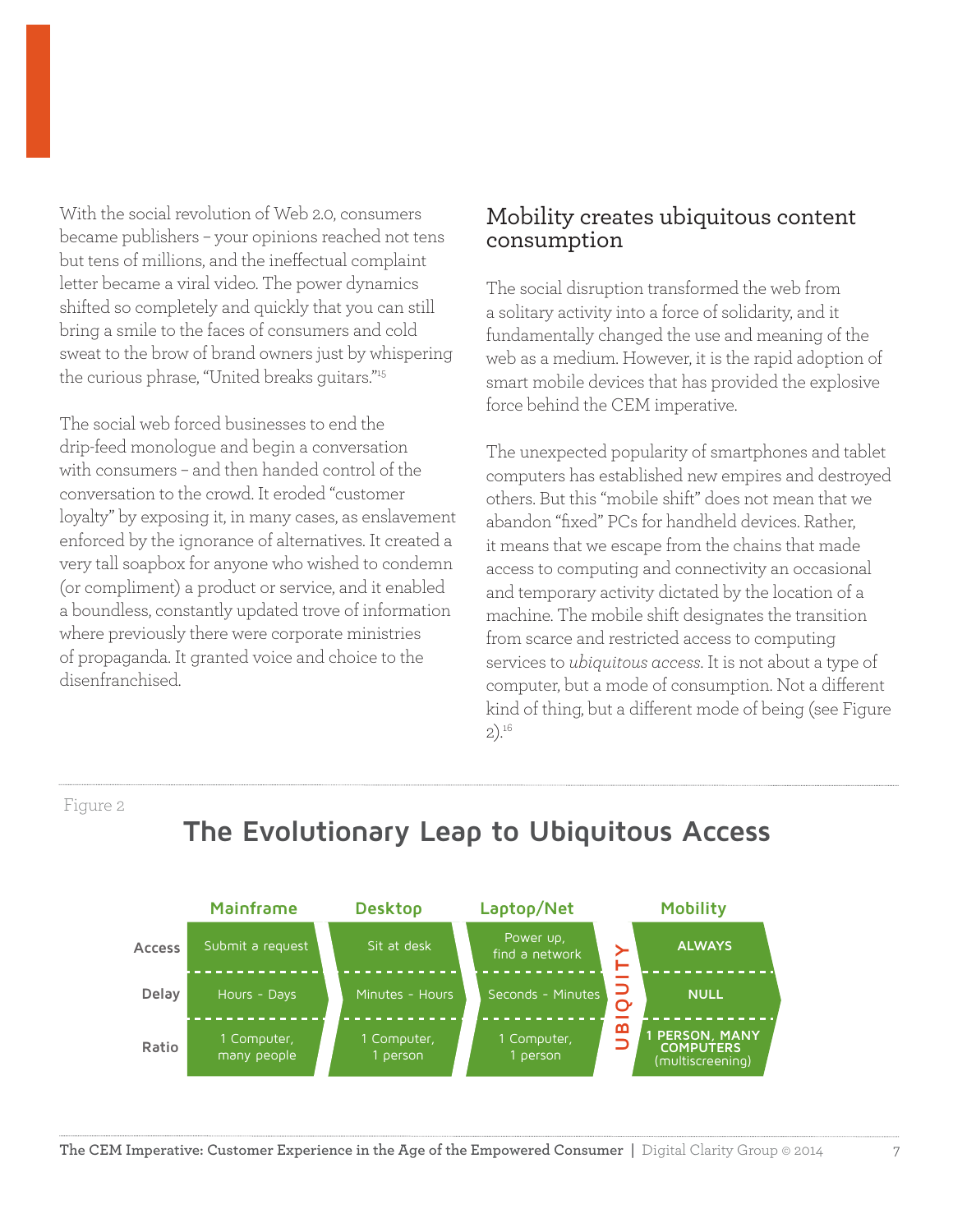With the social revolution of Web 2.0, consumers became publishers – your opinions reached not tens but tens of millions, and the ineffectual complaint letter became a viral video. The power dynamics shifted so completely and quickly that you can still bring a smile to the faces of consumers and cold sweat to the brow of brand owners just by whispering the curious phrase, "United breaks guitars."[15]

The social web forced businesses to end the drip-feed monologue and begin a conversation with consumers – and then handed control of the conversation to the crowd. It eroded "customer loyalty" by exposing it, in many cases, as enslavement enforced by the ignorance of alternatives. It created a very tall soapbox for anyone who wished to condemn (or compliment) a product or service, and it enabled a boundless, constantly updated trove of information where previously there were corporate ministries of propaganda. It granted voice and choice to the disenfranchised.

## Mobility creates ubiquitous content consumption

The social disruption transformed the web from a solitary activity into a force of solidarity, and it fundamentally changed the use and meaning of the web as a medium. However, it is the rapid adoption of smart mobile devices that has provided the explosive force behind the CEM imperative.

The unexpected popularity of smartphones and tablet computers has established new empires and destroyed others. But this "mobile shift" does not mean that we abandon "fixed" PCs for handheld devices. Rather, it means that we escape from the chains that made access to computing and connectivity an occasional and temporary activity dictated by the location of a machine. The mobile shift designates the transition from scarce and restricted access to computing services to *ubiquitous access*. It is not about a type of computer, but a mode of consumption. Not a different kind of thing, but a different mode of being (see Figure 2).[16]

Figure 2

**The Evolutionary Leap to Ubiquitous Access**

| | Mainframe | Desktop | Laptop/Net | UBIQUITY | Mobility |
|---|---|---|---|---|---|
| Access | Submit a request | Sit at desk | Power up, find a network | | **ALWAYS** |
| Delay | Hours - Days | Minutes - Hours | Seconds - Minutes | | **NULL** |
| Ratio | 1 Computer, many people | 1 Computer, 1 person | 1 Computer, 1 person | | **1 PERSON, MANY COMPUTERS** (multiscreening) |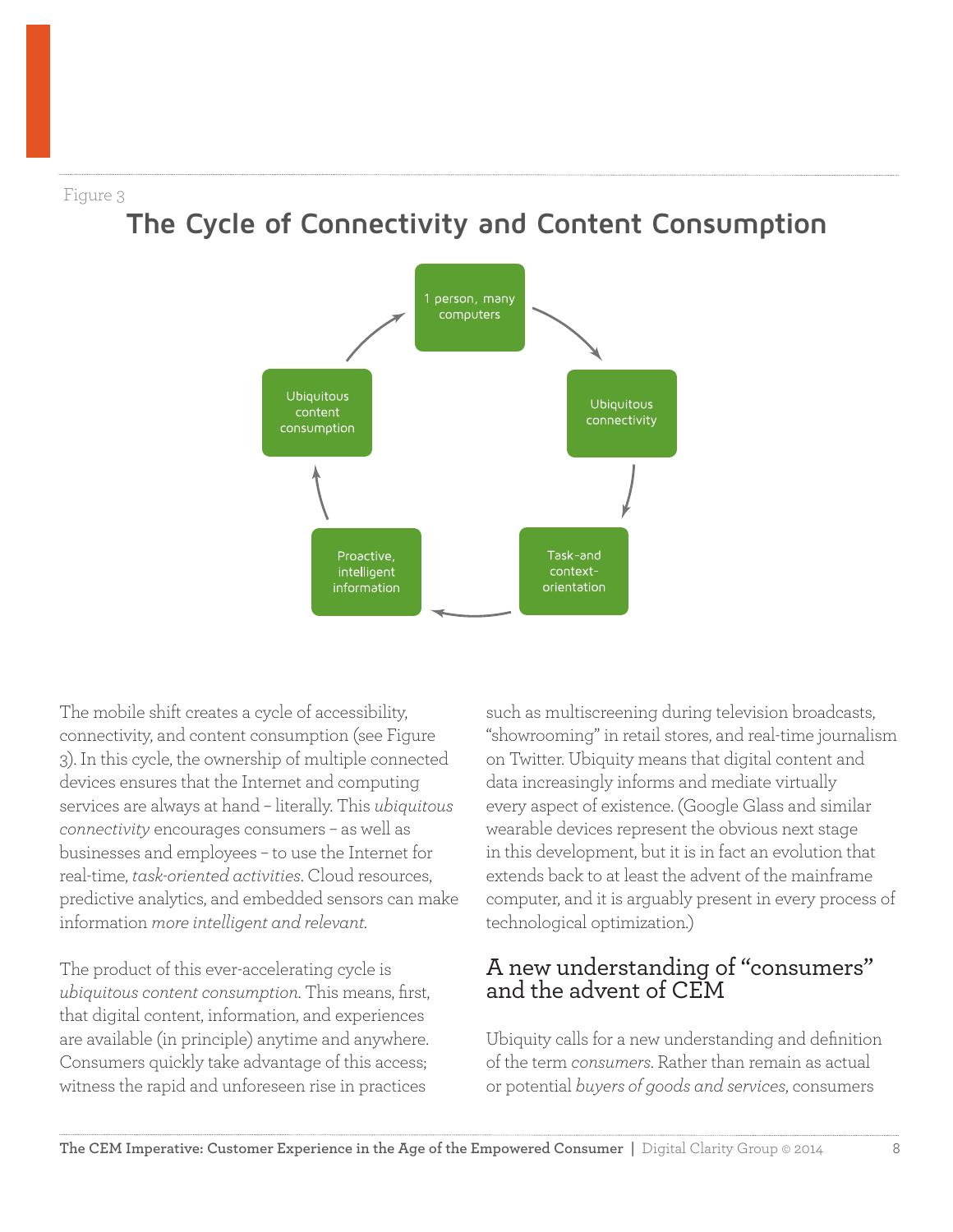Figure 3

## The Cycle of Connectivity and Content Consumption

1 person, many computers → Ubiquitous connectivity → Task-and context-orientation → Proactive, intelligent information → Ubiquitous content consumption → 1 person, many computers

The mobile shift creates a cycle of accessibility, connectivity, and content consumption (see Figure 3). In this cycle, the ownership of multiple connected devices ensures that the Internet and computing services are always at hand – literally. This *ubiquitous connectivity* encourages consumers – as well as businesses and employees – to use the Internet for real-time, *task-oriented activities*. Cloud resources, predictive analytics, and embedded sensors can make information *more intelligent and relevant.*

The product of this ever-accelerating cycle is *ubiquitous content consumption.* This means, first, that digital content, information, and experiences are available (in principle) anytime and anywhere. Consumers quickly take advantage of this access; witness the rapid and unforeseen rise in practices such as multiscreening during television broadcasts, "showrooming" in retail stores, and real-time journalism on Twitter. Ubiquity means that digital content and data increasingly informs and mediate virtually every aspect of existence. (Google Glass and similar wearable devices represent the obvious next stage in this development, but it is in fact an evolution that extends back to at least the advent of the mainframe computer, and it is arguably present in every process of technological optimization.)

## A new understanding of "consumers" and the advent of CEM

Ubiquity calls for a new understanding and definition of the term *consumers*. Rather than remain as actual or potential *buyers of goods and services,* consumers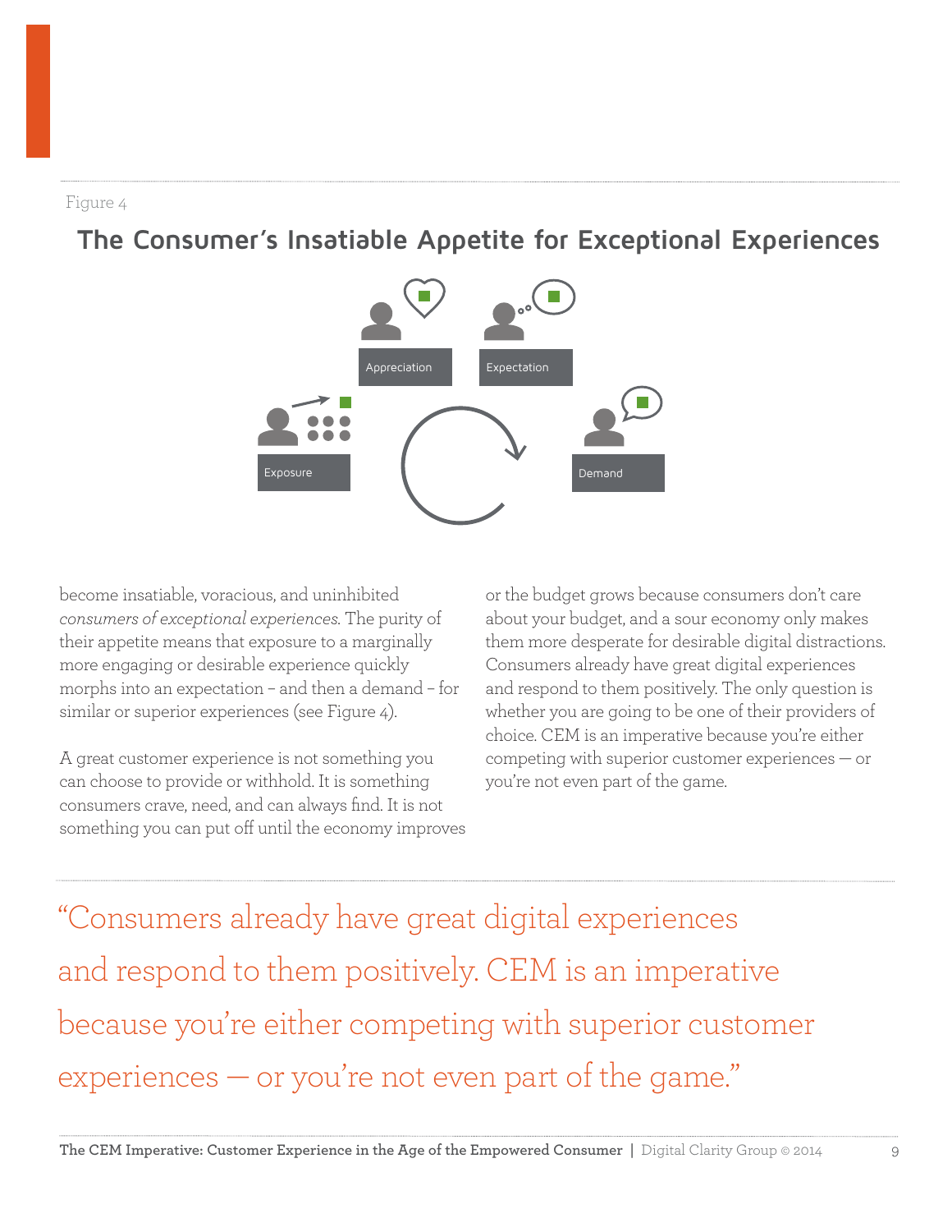Figure 4

## The Consumer's Insatiable Appetite for Exceptional Experiences

Appreciation

Expectation

Exposure

Demand

become insatiable, voracious, and uninhibited *consumers of exceptional experiences*. The purity of their appetite means that exposure to a marginally more engaging or desirable experience quickly morphs into an expectation – and then a demand – for similar or superior experiences (see Figure 4).

A great customer experience is not something you can choose to provide or withhold. It is something consumers crave, need, and can always find. It is not something you can put off until the economy improves or the budget grows because consumers don't care about your budget, and a sour economy only makes them more desperate for desirable digital distractions. Consumers already have great digital experiences and respond to them positively. The only question is whether you are going to be one of their providers of choice. CEM is an imperative because you're either competing with superior customer experiences — or you're not even part of the game.

> "Consumers already have great digital experiences and respond to them positively. CEM is an imperative because you're either competing with superior customer experiences — or you're not even part of the game."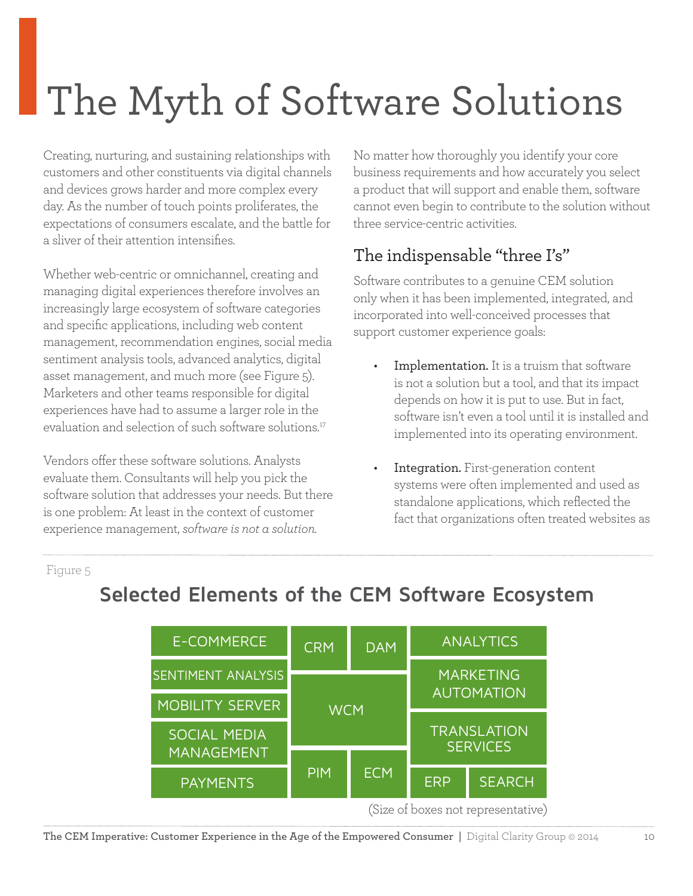# The Myth of Software Solutions

Creating, nurturing, and sustaining relationships with customers and other constituents via digital channels and devices grows harder and more complex every day. As the number of touch points proliferates, the expectations of consumers escalate, and the battle for a sliver of their attention intensifies.

Whether web-centric or omnichannel, creating and managing digital experiences therefore involves an increasingly large ecosystem of software categories and specific applications, including web content management, recommendation engines, social media sentiment analysis tools, advanced analytics, digital asset management, and much more (see Figure 5). Marketers and other teams responsible for digital experiences have had to assume a larger role in the evaluation and selection of such software solutions.[17]

Vendors offer these software solutions. Analysts evaluate them. Consultants will help you pick the software solution that addresses your needs. But there is one problem: At least in the context of customer experience management, *software is not a solution.*

No matter how thoroughly you identify your core business requirements and how accurately you select a product that will support and enable them, software cannot even begin to contribute to the solution without three service-centric activities.

## The indispensable "three I's"

Software contributes to a genuine CEM solution only when it has been implemented, integrated, and incorporated into well-conceived processes that support customer experience goals:

- **Implementation.** It is a truism that software is not a solution but a tool, and that its impact depends on how it is put to use. But in fact, software isn't even a tool until it is installed and implemented into its operating environment.
- **Integration.** First-generation content systems were often implemented and used as standalone applications, which reflected the fact that organizations often treated websites as

Figure 5

**Selected Elements of the CEM Software Ecosystem**

| | | | | |
|---|---|---|---|---|
| E-COMMERCE | CRM | DAM | ANALYTICS | |
| SENTIMENT ANALYSIS | WCM | | MARKETING AUTOMATION | |
| MOBILITY SERVER | | | | |
| SOCIAL MEDIA MANAGEMENT | | | TRANSLATION SERVICES | |
| PAYMENTS | PIM | ECM | ERP | SEARCH |

(Size of boxes not representative)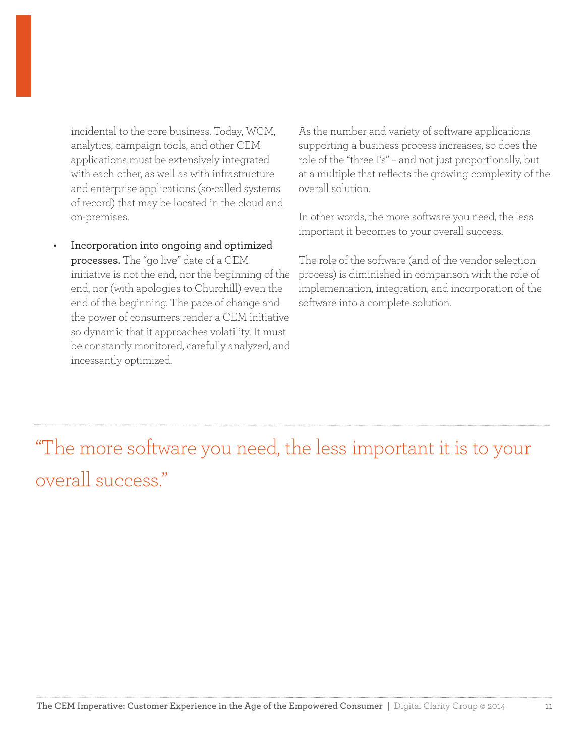incidental to the core business. Today, WCM, analytics, campaign tools, and other CEM applications must be extensively integrated with each other, as well as with infrastructure and enterprise applications (so-called systems of record) that may be located in the cloud and on-premises.

- **Incorporation into ongoing and optimized processes.** The "go live" date of a CEM initiative is not the end, nor the beginning of the end, nor (with apologies to Churchill) even the end of the beginning. The pace of change and the power of consumers render a CEM initiative so dynamic that it approaches volatility. It must be constantly monitored, carefully analyzed, and incessantly optimized.

As the number and variety of software applications supporting a business process increases, so does the role of the "three I's" – and not just proportionally, but at a multiple that reflects the growing complexity of the overall solution.

In other words, the more software you need, the less important it becomes to your overall success.

The role of the software (and of the vendor selection process) is diminished in comparison with the role of implementation, integration, and incorporation of the software into a complete solution.

> "The more software you need, the less important it is to your overall success."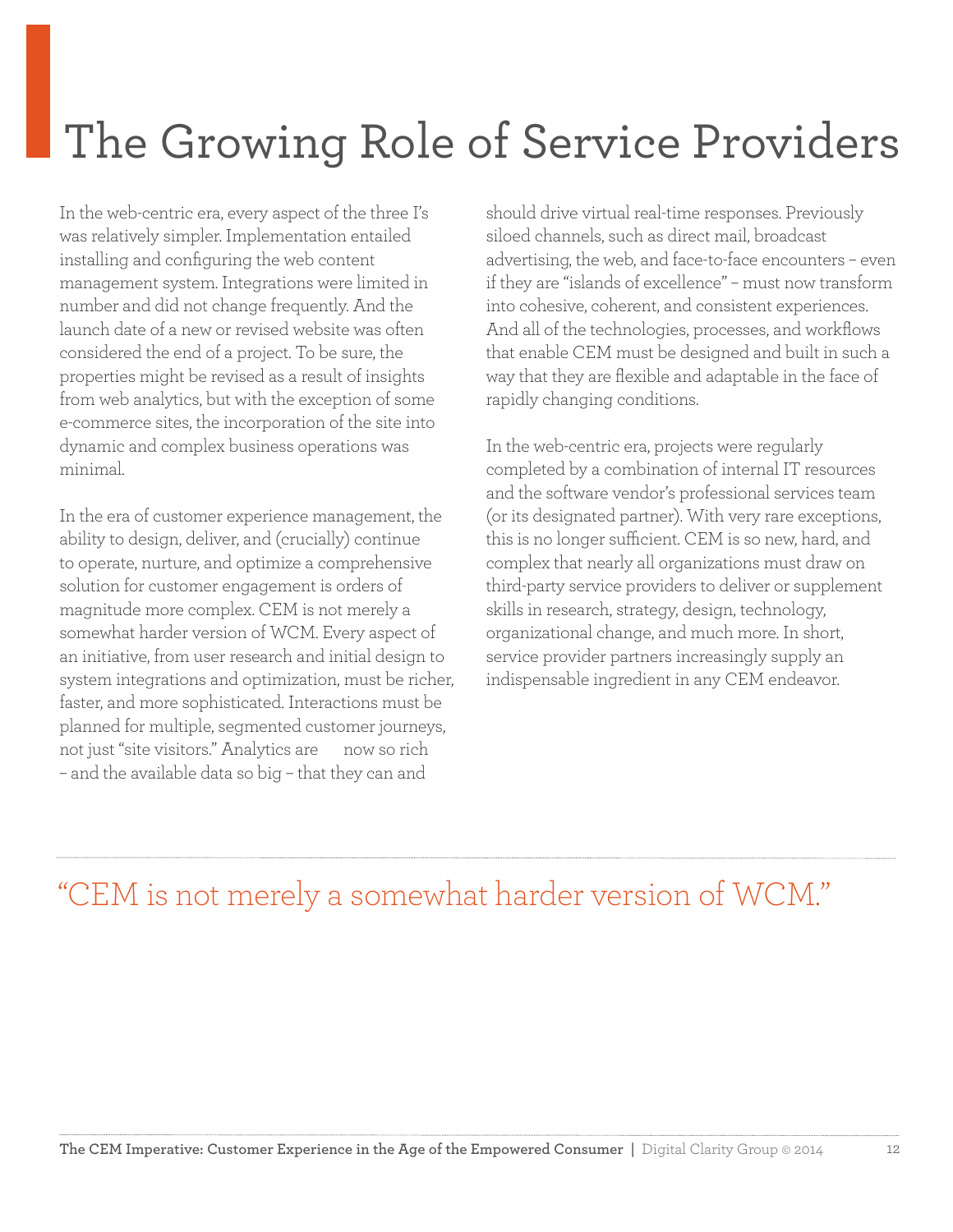# The Growing Role of Service Providers

In the web-centric era, every aspect of the three I's was relatively simpler. Implementation entailed installing and configuring the web content management system. Integrations were limited in number and did not change frequently. And the launch date of a new or revised website was often considered the end of a project. To be sure, the properties might be revised as a result of insights from web analytics, but with the exception of some e-commerce sites, the incorporation of the site into dynamic and complex business operations was minimal.

In the era of customer experience management, the ability to design, deliver, and (crucially) continue to operate, nurture, and optimize a comprehensive solution for customer engagement is orders of magnitude more complex. CEM is not merely a somewhat harder version of WCM. Every aspect of an initiative, from user research and initial design to system integrations and optimization, must be richer, faster, and more sophisticated. Interactions must be planned for multiple, segmented customer journeys, not just "site visitors." Analytics are now so rich – and the available data so big – that they can and should drive virtual real-time responses. Previously siloed channels, such as direct mail, broadcast advertising, the web, and face-to-face encounters – even if they are "islands of excellence" – must now transform into cohesive, coherent, and consistent experiences. And all of the technologies, processes, and workflows that enable CEM must be designed and built in such a way that they are flexible and adaptable in the face of rapidly changing conditions.

In the web-centric era, projects were regularly completed by a combination of internal IT resources and the software vendor's professional services team (or its designated partner). With very rare exceptions, this is no longer sufficient. CEM is so new, hard, and complex that nearly all organizations must draw on third-party service providers to deliver or supplement skills in research, strategy, design, technology, organizational change, and much more. In short, service provider partners increasingly supply an indispensable ingredient in any CEM endeavor.

"CEM is not merely a somewhat harder version of WCM."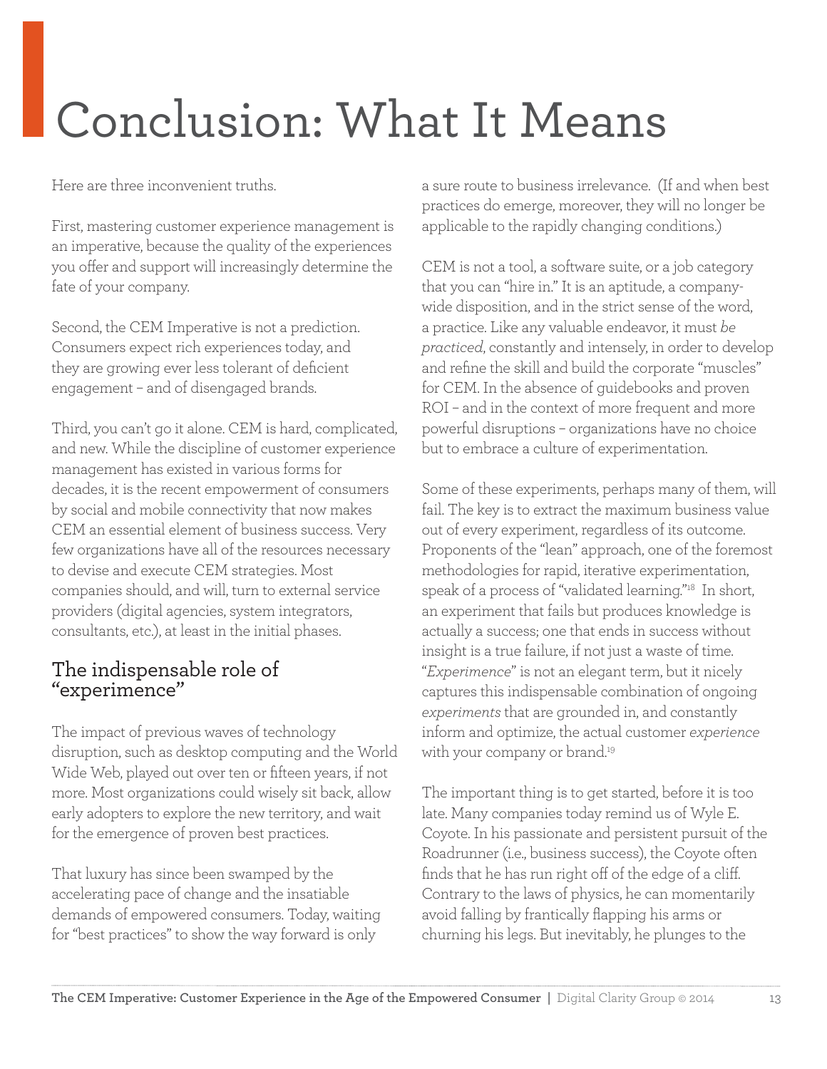# Conclusion: What It Means

Here are three inconvenient truths.

First, mastering customer experience management is an imperative, because the quality of the experiences you offer and support will increasingly determine the fate of your company.

Second, the CEM Imperative is not a prediction. Consumers expect rich experiences today, and they are growing ever less tolerant of deficient engagement – and of disengaged brands.

Third, you can't go it alone. CEM is hard, complicated, and new. While the discipline of customer experience management has existed in various forms for decades, it is the recent empowerment of consumers by social and mobile connectivity that now makes CEM an essential element of business success. Very few organizations have all of the resources necessary to devise and execute CEM strategies. Most companies should, and will, turn to external service providers (digital agencies, system integrators, consultants, etc.), at least in the initial phases.

## The indispensable role of "experimence"

The impact of previous waves of technology disruption, such as desktop computing and the World Wide Web, played out over ten or fifteen years, if not more. Most organizations could wisely sit back, allow early adopters to explore the new territory, and wait for the emergence of proven best practices.

That luxury has since been swamped by the accelerating pace of change and the insatiable demands of empowered consumers. Today, waiting for "best practices" to show the way forward is only a sure route to business irrelevance. (If and when best practices do emerge, moreover, they will no longer be applicable to the rapidly changing conditions.)

CEM is not a tool, a software suite, or a job category that you can "hire in." It is an aptitude, a company-wide disposition, and in the strict sense of the word, a practice. Like any valuable endeavor, it must *be practiced*, constantly and intensely, in order to develop and refine the skill and build the corporate "muscles" for CEM. In the absence of guidebooks and proven ROI – and in the context of more frequent and more powerful disruptions – organizations have no choice but to embrace a culture of experimentation.

Some of these experiments, perhaps many of them, will fail. The key is to extract the maximum business value out of every experiment, regardless of its outcome. Proponents of the "lean" approach, one of the foremost methodologies for rapid, iterative experimentation, speak of a process of "validated learning."[18] In short, an experiment that fails but produces knowledge is actually a success; one that ends in success without insight is a true failure, if not just a waste of time. "*Experimence*" is not an elegant term, but it nicely captures this indispensable combination of ongoing *experiments* that are grounded in, and constantly inform and optimize, the actual customer *experience* with your company or brand.[19]

The important thing is to get started, before it is too late. Many companies today remind us of Wyle E. Coyote. In his passionate and persistent pursuit of the Roadrunner (i.e., business success), the Coyote often finds that he has run right off of the edge of a cliff. Contrary to the laws of physics, he can momentarily avoid falling by frantically flapping his arms or churning his legs. But inevitably, he plunges to the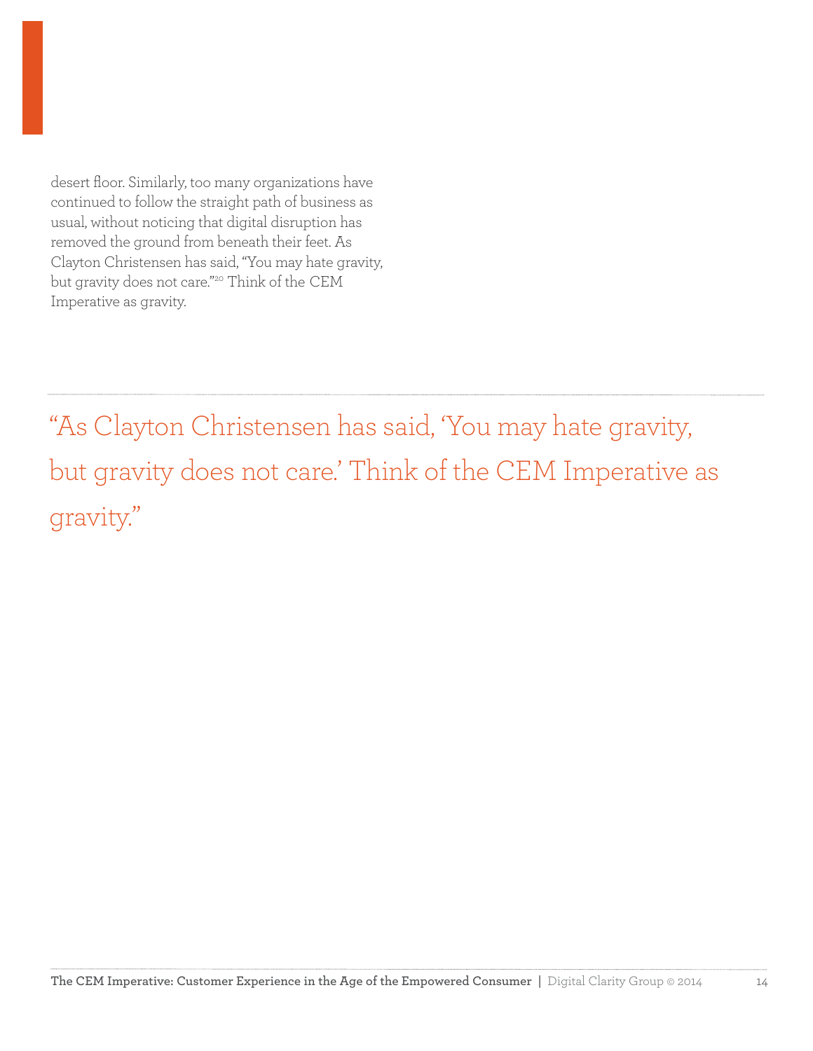desert floor. Similarly, too many organizations have continued to follow the straight path of business as usual, without noticing that digital disruption has removed the ground from beneath their feet. As Clayton Christensen has said, "You may hate gravity, but gravity does not care."[20] Think of the CEM Imperative as gravity.

---

> "As Clayton Christensen has said, 'You may hate gravity, but gravity does not care.' Think of the CEM Imperative as gravity."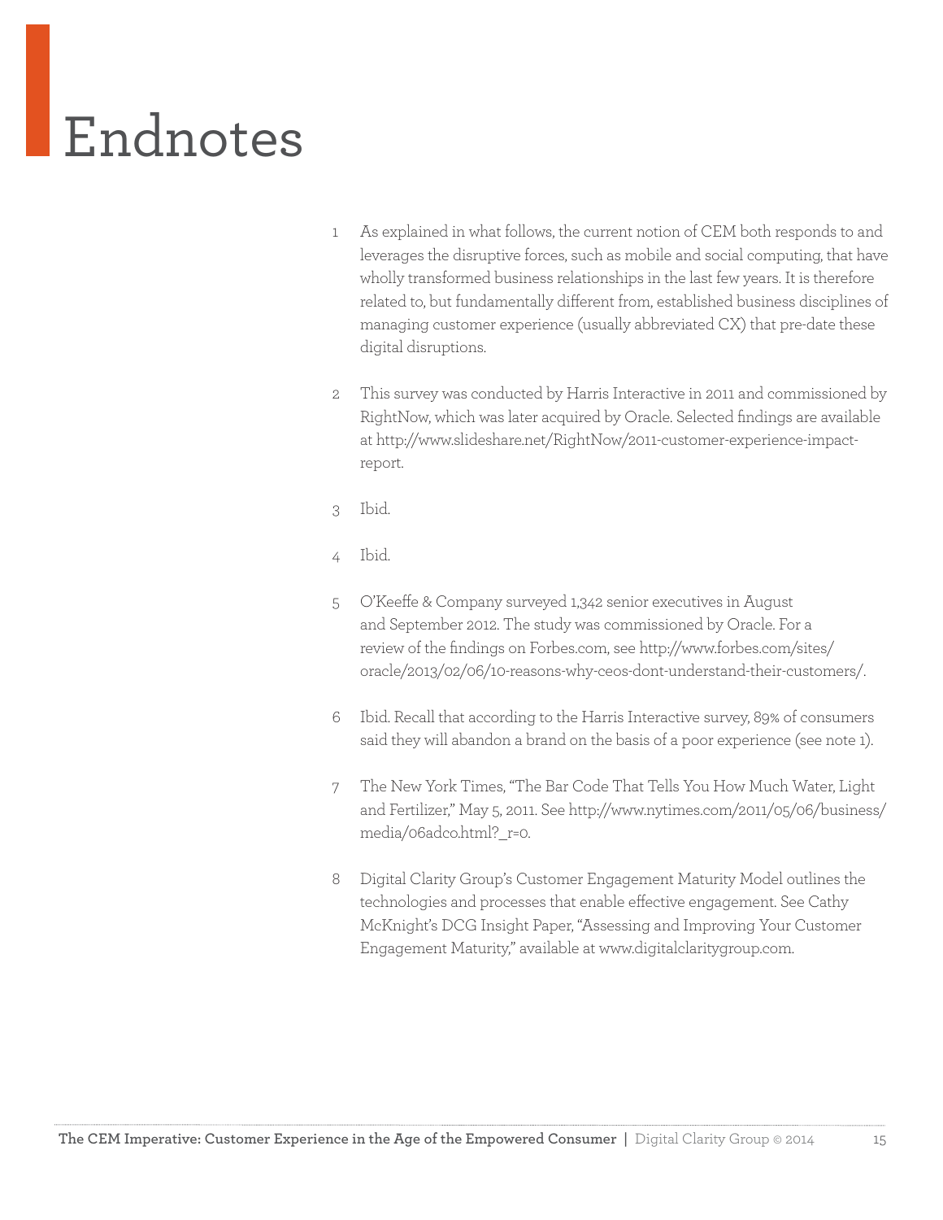# Endnotes

1. As explained in what follows, the current notion of CEM both responds to and leverages the disruptive forces, such as mobile and social computing, that have wholly transformed business relationships in the last few years. It is therefore related to, but fundamentally different from, established business disciplines of managing customer experience (usually abbreviated CX) that pre-date these digital disruptions.

2. This survey was conducted by Harris Interactive in 2011 and commissioned by RightNow, which was later acquired by Oracle. Selected findings are available at http://www.slideshare.net/RightNow/2011-customer-experience-impact-report.

3. Ibid.

4. Ibid.

5. O'Keeffe & Company surveyed 1,342 senior executives in August and September 2012. The study was commissioned by Oracle. For a review of the findings on Forbes.com, see http://www.forbes.com/sites/oracle/2013/02/06/10-reasons-why-ceos-dont-understand-their-customers/.

6. Ibid. Recall that according to the Harris Interactive survey, 89% of consumers said they will abandon a brand on the basis of a poor experience (see note 1).

7. The New York Times, "The Bar Code That Tells You How Much Water, Light and Fertilizer," May 5, 2011. See http://www.nytimes.com/2011/05/06/business/media/06adco.html?_r=0.

8. Digital Clarity Group's Customer Engagement Maturity Model outlines the technologies and processes that enable effective engagement. See Cathy McKnight's DCG Insight Paper, "Assessing and Improving Your Customer Engagement Maturity," available at www.digitalclaritygroup.com.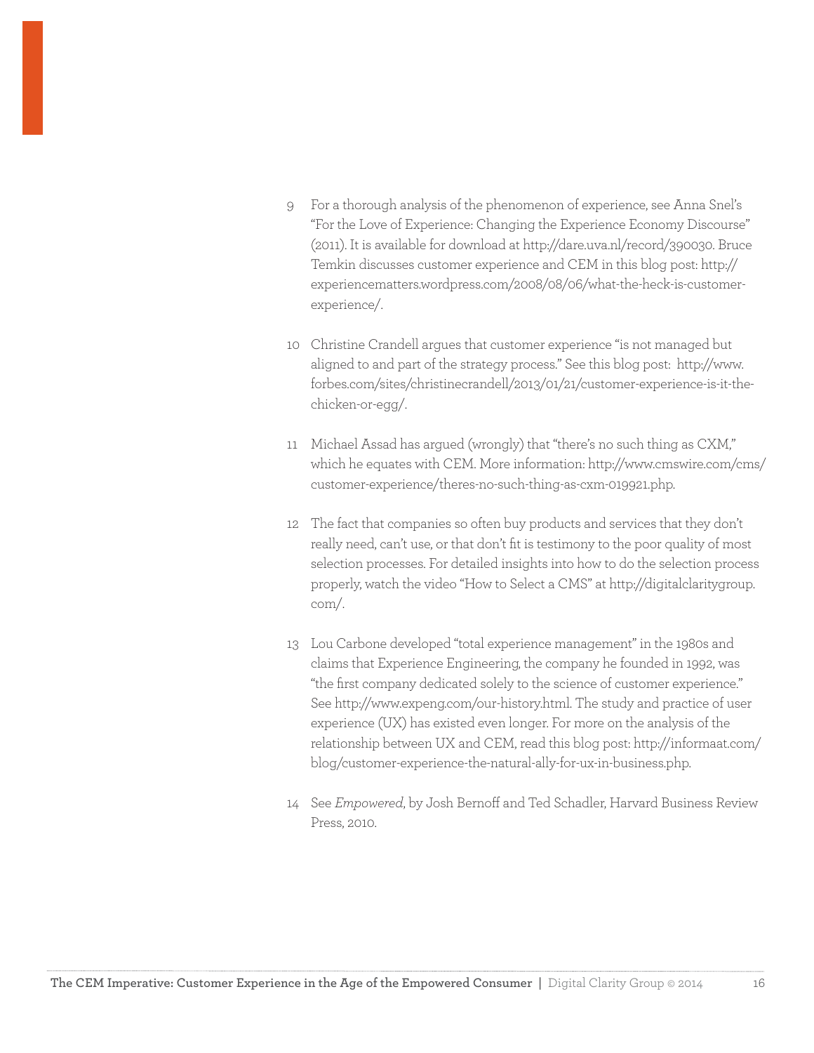9 For a thorough analysis of the phenomenon of experience, see Anna Snel's "For the Love of Experience: Changing the Experience Economy Discourse" (2011). It is available for download at http://dare.uva.nl/record/390030. Bruce Temkin discusses customer experience and CEM in this blog post: http://experiencematters.wordpress.com/2008/08/06/what-the-heck-is-customer-experience/.

10 Christine Crandell argues that customer experience "is not managed but aligned to and part of the strategy process." See this blog post: http://www.forbes.com/sites/christinecrandell/2013/01/21/customer-experience-is-it-the-chicken-or-egg/.

11 Michael Assad has argued (wrongly) that "there's no such thing as CXM," which he equates with CEM. More information: http://www.cmswire.com/cms/customer-experience/theres-no-such-thing-as-cxm-019921.php.

12 The fact that companies so often buy products and services that they don't really need, can't use, or that don't fit is testimony to the poor quality of most selection processes. For detailed insights into how to do the selection process properly, watch the video "How to Select a CMS" at http://digitalclaritygroup.com/.

13 Lou Carbone developed "total experience management" in the 1980s and claims that Experience Engineering, the company he founded in 1992, was "the first company dedicated solely to the science of customer experience." See http://www.expeng.com/our-history.html. The study and practice of user experience (UX) has existed even longer. For more on the analysis of the relationship between UX and CEM, read this blog post: http://informaat.com/blog/customer-experience-the-natural-ally-for-ux-in-business.php.

14 See *Empowered*, by Josh Bernoff and Ted Schadler, Harvard Business Review Press, 2010.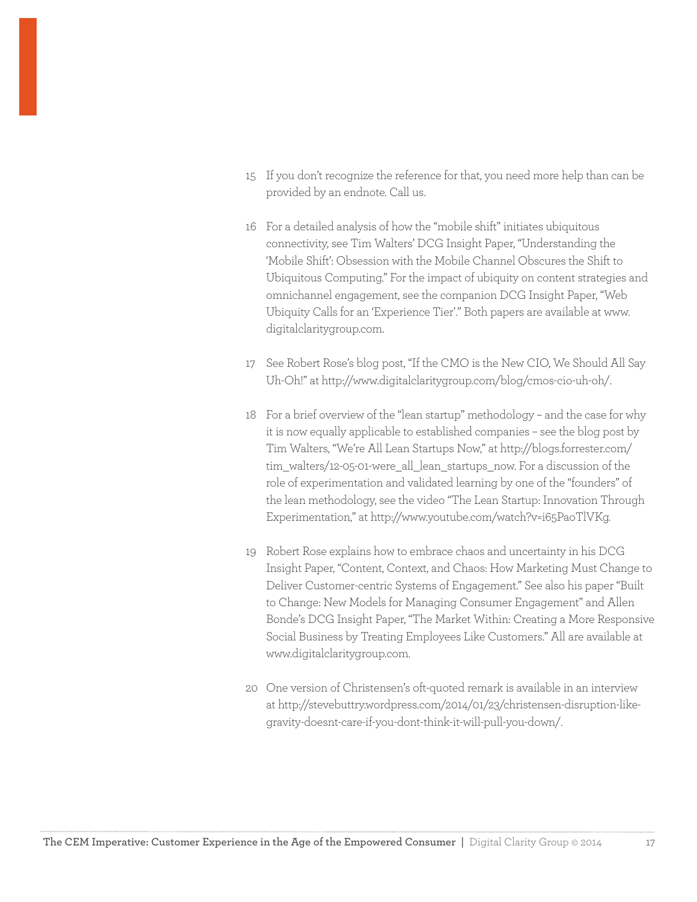15 If you don't recognize the reference for that, you need more help than can be provided by an endnote. Call us.

16 For a detailed analysis of how the "mobile shift" initiates ubiquitous connectivity, see Tim Walters' DCG Insight Paper, "Understanding the 'Mobile Shift': Obsession with the Mobile Channel Obscures the Shift to Ubiquitous Computing." For the impact of ubiquity on content strategies and omnichannel engagement, see the companion DCG Insight Paper, "Web Ubiquity Calls for an 'Experience Tier'." Both papers are available at www.digitalclaritygroup.com.

17 See Robert Rose's blog post, "If the CMO is the New CIO, We Should All Say Uh-Oh!" at http://www.digitalclaritygroup.com/blog/cmos-cio-uh-oh/.

18 For a brief overview of the "lean startup" methodology – and the case for why it is now equally applicable to established companies – see the blog post by Tim Walters, "We're All Lean Startups Now," at http://blogs.forrester.com/tim_walters/12-05-01-were_all_lean_startups_now. For a discussion of the role of experimentation and validated learning by one of the "founders" of the lean methodology, see the video "The Lean Startup: Innovation Through Experimentation," at http://www.youtube.com/watch?v=i65PaoTlVKg.

19 Robert Rose explains how to embrace chaos and uncertainty in his DCG Insight Paper, "Content, Context, and Chaos: How Marketing Must Change to Deliver Customer-centric Systems of Engagement." See also his paper "Built to Change: New Models for Managing Consumer Engagement" and Allen Bonde's DCG Insight Paper, "The Market Within: Creating a More Responsive Social Business by Treating Employees Like Customers." All are available at www.digitalclaritygroup.com.

20 One version of Christensen's oft-quoted remark is available in an interview at http://stevebuttry.wordpress.com/2014/01/23/christensen-disruption-like-gravity-doesnt-care-if-you-dont-think-it-will-pull-you-down/.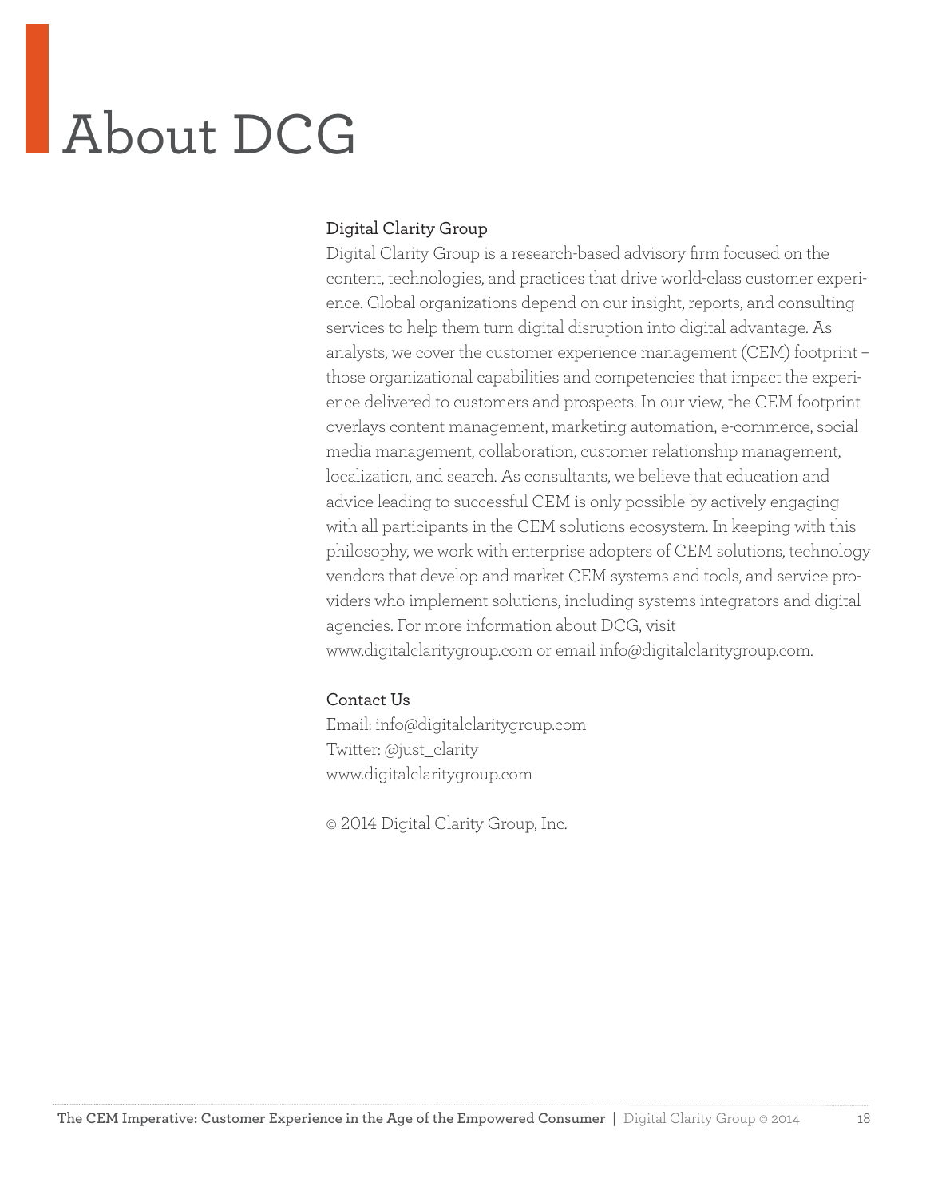# About DCG

### Digital Clarity Group

Digital Clarity Group is a research-based advisory firm focused on the content, technologies, and practices that drive world-class customer experience. Global organizations depend on our insight, reports, and consulting services to help them turn digital disruption into digital advantage. As analysts, we cover the customer experience management (CEM) footprint – those organizational capabilities and competencies that impact the experience delivered to customers and prospects. In our view, the CEM footprint overlays content management, marketing automation, e-commerce, social media management, collaboration, customer relationship management, localization, and search. As consultants, we believe that education and advice leading to successful CEM is only possible by actively engaging with all participants in the CEM solutions ecosystem. In keeping with this philosophy, we work with enterprise adopters of CEM solutions, technology vendors that develop and market CEM systems and tools, and service providers who implement solutions, including systems integrators and digital agencies. For more information about DCG, visit www.digitalclaritygroup.com or email info@digitalclaritygroup.com.

### Contact Us

Email: info@digitalclaritygroup.com
Twitter: @just_clarity
www.digitalclaritygroup.com

© 2014 Digital Clarity Group, Inc.